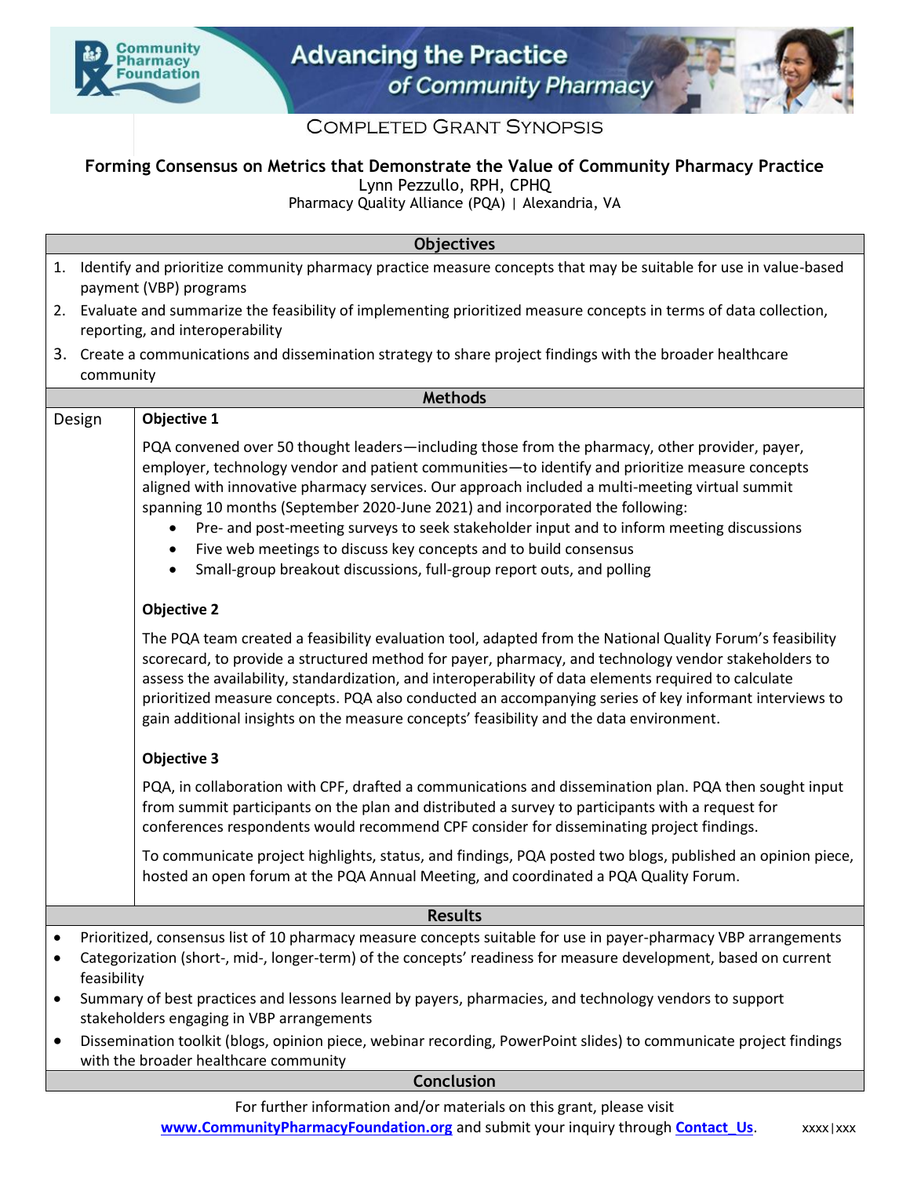# Completed Grant Synopsis

## Forming Consensus on Metrics that Demonstrate the Value of Community Pharmacy Practice

Lynn Pezzullo, RPH, CPHQ
Pharmacy Quality Alliance (PQA) | Alexandria, VA

### Objectives

1. Identify and prioritize community pharmacy practice measure concepts that may be suitable for use in value-based payment (VBP) programs
2. Evaluate and summarize the feasibility of implementing prioritized measure concepts in terms of data collection, reporting, and interoperability
3. Create a communications and dissemination strategy to share project findings with the broader healthcare community

### Methods

**Design**

**Objective 1**

PQA convened over 50 thought leaders—including those from the pharmacy, other provider, payer, employer, technology vendor and patient communities—to identify and prioritize measure concepts aligned with innovative pharmacy services. Our approach included a multi-meeting virtual summit spanning 10 months (September 2020-June 2021) and incorporated the following:

- Pre- and post-meeting surveys to seek stakeholder input and to inform meeting discussions
- Five web meetings to discuss key concepts and to build consensus
- Small-group breakout discussions, full-group report outs, and polling

**Objective 2**

The PQA team created a feasibility evaluation tool, adapted from the National Quality Forum's feasibility scorecard, to provide a structured method for payer, pharmacy, and technology vendor stakeholders to assess the availability, standardization, and interoperability of data elements required to calculate prioritized measure concepts. PQA also conducted an accompanying series of key informant interviews to gain additional insights on the measure concepts' feasibility and the data environment.

**Objective 3**

PQA, in collaboration with CPF, drafted a communications and dissemination plan. PQA then sought input from summit participants on the plan and distributed a survey to participants with a request for conferences respondents would recommend CPF consider for disseminating project findings.

To communicate project highlights, status, and findings, PQA posted two blogs, published an opinion piece, hosted an open forum at the PQA Annual Meeting, and coordinated a PQA Quality Forum.

### Results

- Prioritized, consensus list of 10 pharmacy measure concepts suitable for use in payer-pharmacy VBP arrangements
- Categorization (short-, mid-, longer-term) of the concepts' readiness for measure development, based on current feasibility
- Summary of best practices and lessons learned by payers, pharmacies, and technology vendors to support stakeholders engaging in VBP arrangements
- Dissemination toolkit (blogs, opinion piece, webinar recording, PowerPoint slides) to communicate project findings with the broader healthcare community

### Conclusion

For further information and/or materials on this grant, please visit [www.CommunityPharmacyFoundation.org](www.CommunityPharmacyFoundation.org) and submit your inquiry through [Contact_Us]().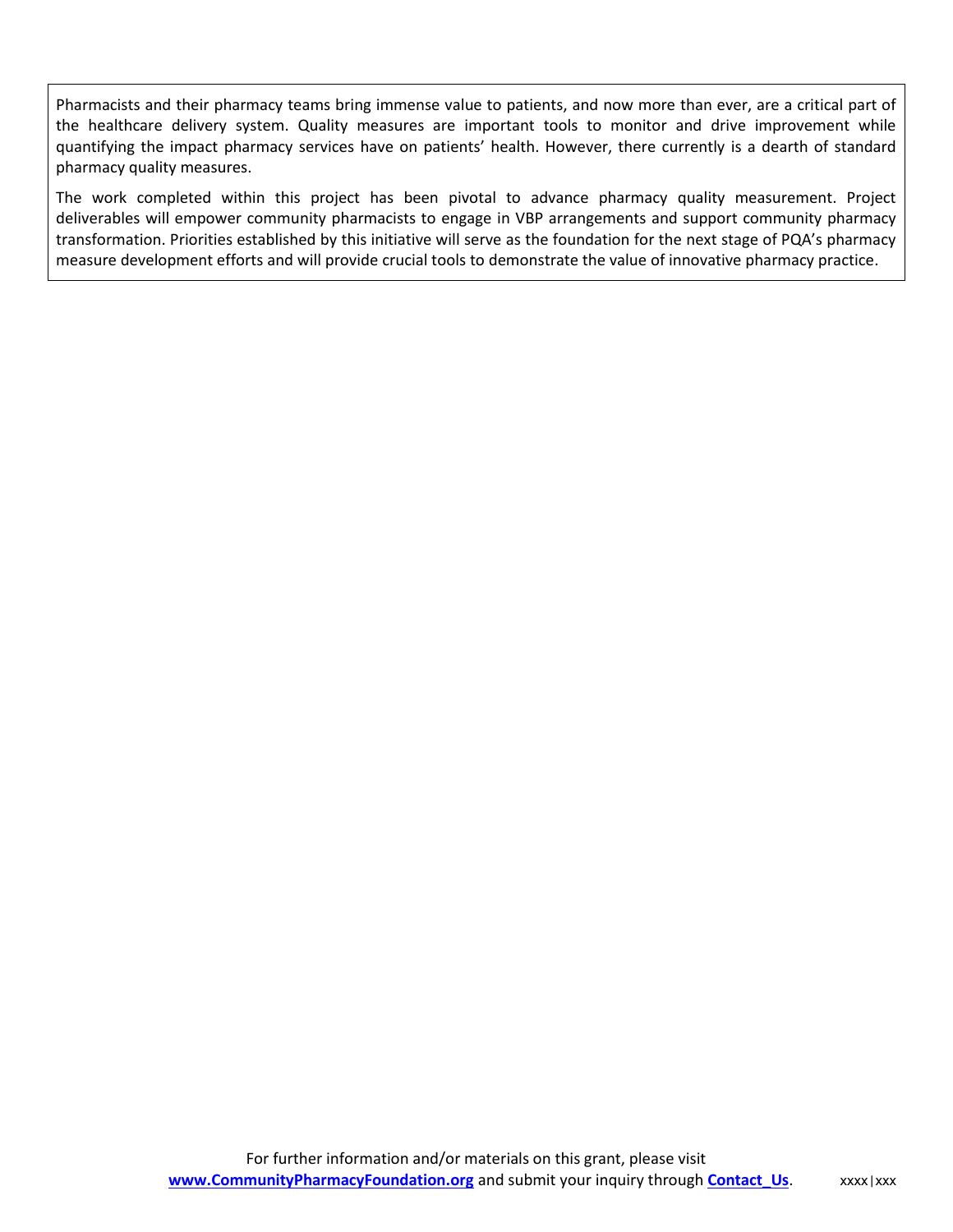Pharmacists and their pharmacy teams bring immense value to patients, and now more than ever, are a critical part of the healthcare delivery system. Quality measures are important tools to monitor and drive improvement while quantifying the impact pharmacy services have on patients' health. However, there currently is a dearth of standard pharmacy quality measures.

The work completed within this project has been pivotal to advance pharmacy quality measurement. Project deliverables will empower community pharmacists to engage in VBP arrangements and support community pharmacy transformation. Priorities established by this initiative will serve as the foundation for the next stage of PQA's pharmacy measure development efforts and will provide crucial tools to demonstrate the value of innovative pharmacy practice.

For further information and/or materials on this grant, please visit **www.CommunityPharmacyFoundation.org** and submit your inquiry through **Contact_Us**.